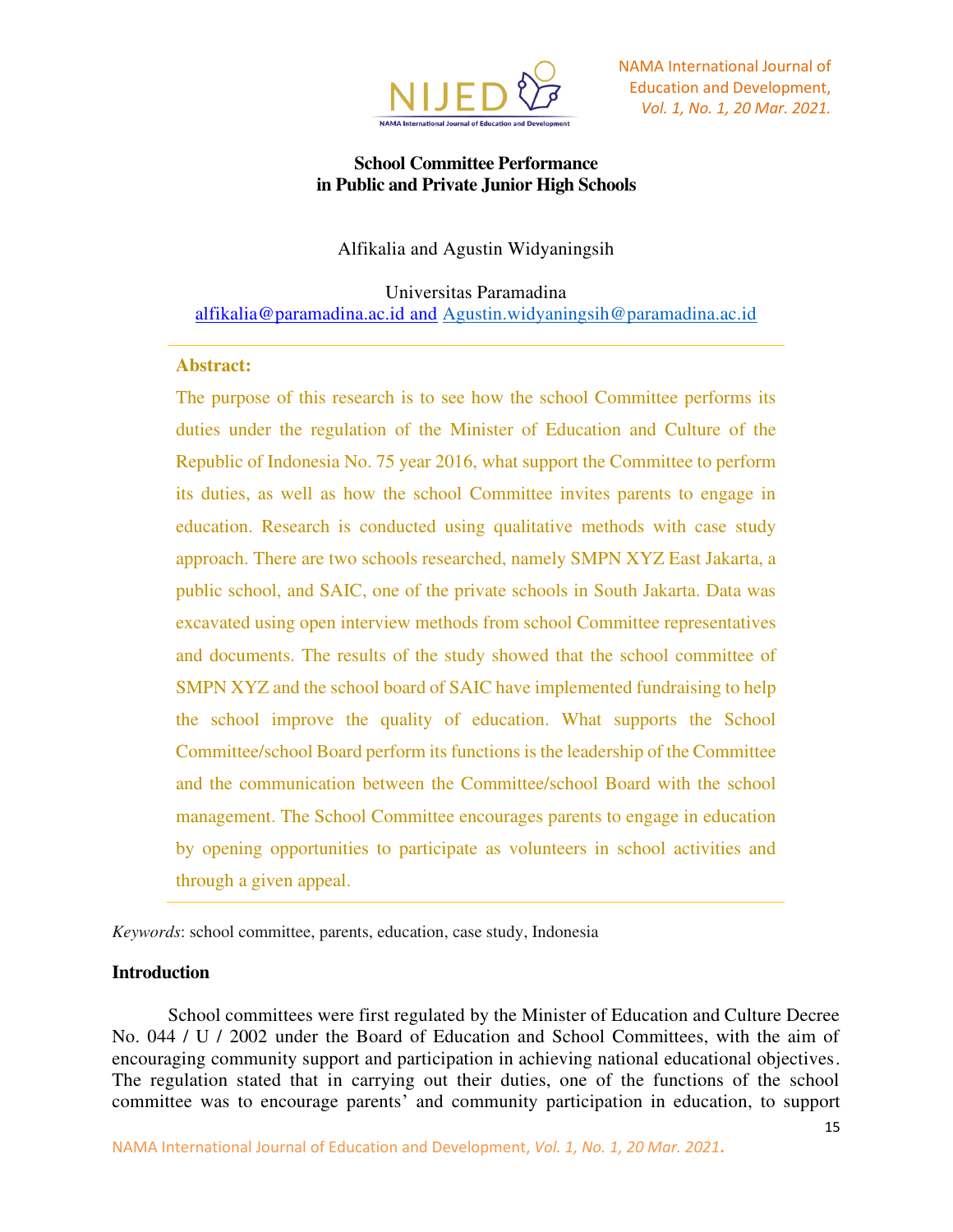# School Committee Performance in Public and Private Junior High Schools

Alfikalia and Agustin Widyaningsih

Universitas Paramadina
alfikalia@paramadina.ac.id and Agustin.widyaningsih@paramadina.ac.id

**Abstract:**

The purpose of this research is to see how the school Committee performs its duties under the regulation of the Minister of Education and Culture of the Republic of Indonesia No. 75 year 2016, what support the Committee to perform its duties, as well as how the school Committee invites parents to engage in education. Research is conducted using qualitative methods with case study approach. There are two schools researched, namely SMPN XYZ East Jakarta, a public school, and SAIC, one of the private schools in South Jakarta. Data was excavated using open interview methods from school Committee representatives and documents. The results of the study showed that the school committee of SMPN XYZ and the school board of SAIC have implemented fundraising to help the school improve the quality of education. What supports the School Committee/school Board perform its functions is the leadership of the Committee and the communication between the Committee/school Board with the school management. The School Committee encourages parents to engage in education by opening opportunities to participate as volunteers in school activities and through a given appeal.

*Keywords*: school committee, parents, education, case study, Indonesia

## Introduction

School committees were first regulated by the Minister of Education and Culture Decree No. 044 / U / 2002 under the Board of Education and School Committees, with the aim of encouraging community support and participation in achieving national educational objectives. The regulation stated that in carrying out their duties, one of the functions of the school committee was to encourage parents' and community participation in education, to support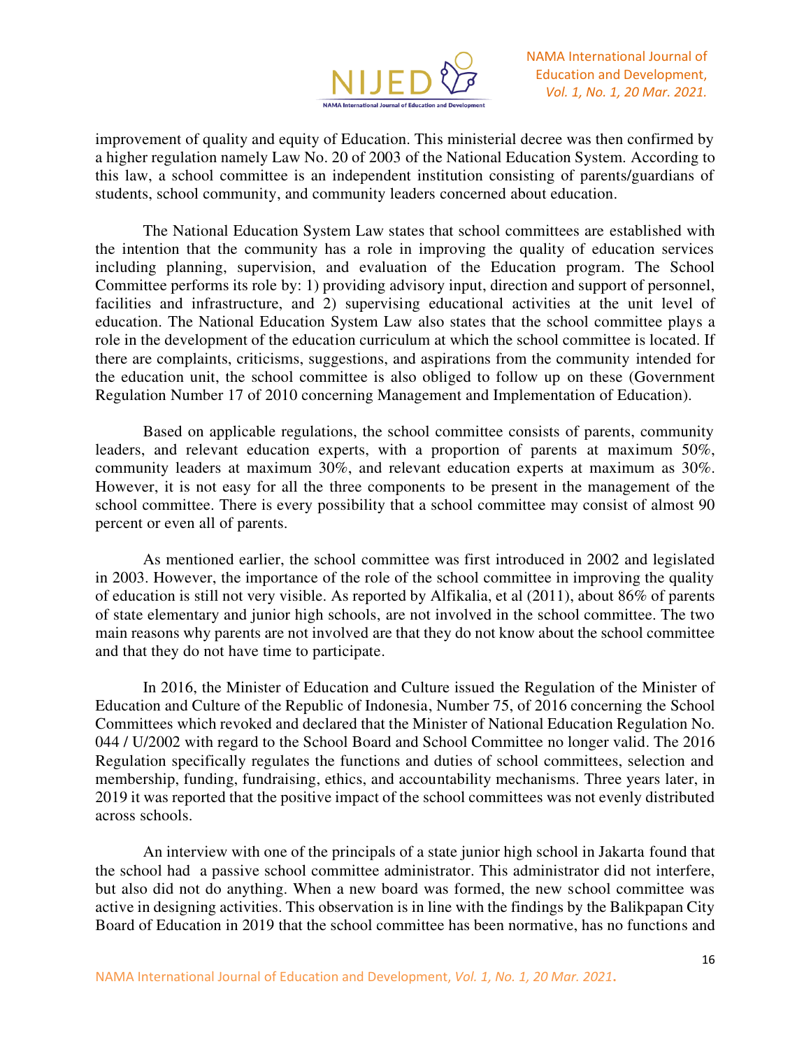improvement of quality and equity of Education. This ministerial decree was then confirmed by a higher regulation namely Law No. 20 of 2003 of the National Education System. According to this law, a school committee is an independent institution consisting of parents/guardians of students, school community, and community leaders concerned about education.

The National Education System Law states that school committees are established with the intention that the community has a role in improving the quality of education services including planning, supervision, and evaluation of the Education program. The School Committee performs its role by: 1) providing advisory input, direction and support of personnel, facilities and infrastructure, and 2) supervising educational activities at the unit level of education. The National Education System Law also states that the school committee plays a role in the development of the education curriculum at which the school committee is located. If there are complaints, criticisms, suggestions, and aspirations from the community intended for the education unit, the school committee is also obliged to follow up on these (Government Regulation Number 17 of 2010 concerning Management and Implementation of Education).

Based on applicable regulations, the school committee consists of parents, community leaders, and relevant education experts, with a proportion of parents at maximum 50%, community leaders at maximum 30%, and relevant education experts at maximum as 30%. However, it is not easy for all the three components to be present in the management of the school committee. There is every possibility that a school committee may consist of almost 90 percent or even all of parents.

As mentioned earlier, the school committee was first introduced in 2002 and legislated in 2003. However, the importance of the role of the school committee in improving the quality of education is still not very visible. As reported by Alfikalia, et al (2011), about 86% of parents of state elementary and junior high schools, are not involved in the school committee. The two main reasons why parents are not involved are that they do not know about the school committee and that they do not have time to participate.

In 2016, the Minister of Education and Culture issued the Regulation of the Minister of Education and Culture of the Republic of Indonesia, Number 75, of 2016 concerning the School Committees which revoked and declared that the Minister of National Education Regulation No. 044 / U/2002 with regard to the School Board and School Committee no longer valid. The 2016 Regulation specifically regulates the functions and duties of school committees, selection and membership, funding, fundraising, ethics, and accountability mechanisms. Three years later, in 2019 it was reported that the positive impact of the school committees was not evenly distributed across schools.

An interview with one of the principals of a state junior high school in Jakarta found that the school had a passive school committee administrator. This administrator did not interfere, but also did not do anything. When a new board was formed, the new school committee was active in designing activities. This observation is in line with the findings by the Balikpapan City Board of Education in 2019 that the school committee has been normative, has no functions and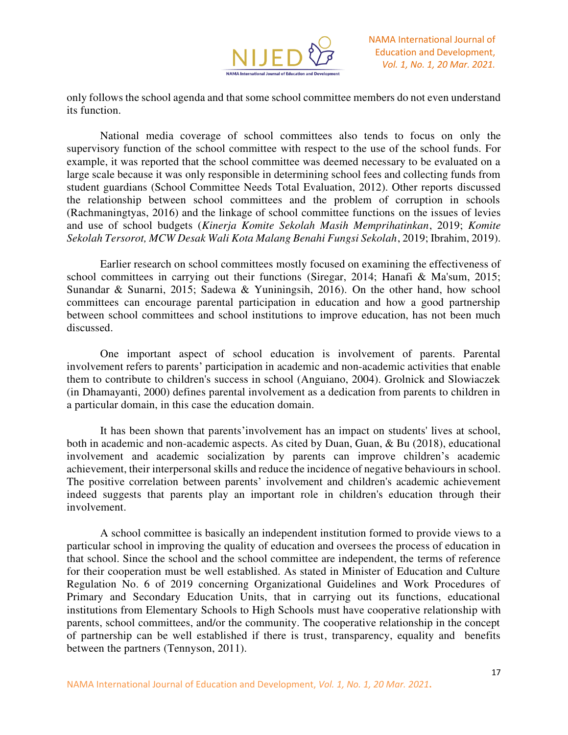only follows the school agenda and that some school committee members do not even understand its function.

National media coverage of school committees also tends to focus on only the supervisory function of the school committee with respect to the use of the school funds. For example, it was reported that the school committee was deemed necessary to be evaluated on a large scale because it was only responsible in determining school fees and collecting funds from student guardians (School Committee Needs Total Evaluation, 2012). Other reports discussed the relationship between school committees and the problem of corruption in schools (Rachmaningtyas, 2016) and the linkage of school committee functions on the issues of levies and use of school budgets (*Kinerja Komite Sekolah Masih Memprihatinkan*, 2019; *Komite Sekolah Tersorot, MCW Desak Wali Kota Malang Benahi Fungsi Sekolah*, 2019; Ibrahim, 2019).

Earlier research on school committees mostly focused on examining the effectiveness of school committees in carrying out their functions (Siregar, 2014; Hanafi & Ma'sum, 2015; Sunandar & Sunarni, 2015; Sadewa & Yuniningsih, 2016). On the other hand, how school committees can encourage parental participation in education and how a good partnership between school committees and school institutions to improve education, has not been much discussed.

One important aspect of school education is involvement of parents. Parental involvement refers to parents' participation in academic and non-academic activities that enable them to contribute to children's success in school (Anguiano, 2004). Grolnick and Slowiaczek (in Dhamayanti, 2000) defines parental involvement as a dedication from parents to children in a particular domain, in this case the education domain.

It has been shown that parents'involvement has an impact on students' lives at school, both in academic and non-academic aspects. As cited by Duan, Guan, & Bu (2018), educational involvement and academic socialization by parents can improve children's academic achievement, their interpersonal skills and reduce the incidence of negative behaviours in school. The positive correlation between parents' involvement and children's academic achievement indeed suggests that parents play an important role in children's education through their involvement.

A school committee is basically an independent institution formed to provide views to a particular school in improving the quality of education and oversees the process of education in that school. Since the school and the school committee are independent, the terms of reference for their cooperation must be well established. As stated in Minister of Education and Culture Regulation No. 6 of 2019 concerning Organizational Guidelines and Work Procedures of Primary and Secondary Education Units, that in carrying out its functions, educational institutions from Elementary Schools to High Schools must have cooperative relationship with parents, school committees, and/or the community. The cooperative relationship in the concept of partnership can be well established if there is trust, transparency, equality and benefits between the partners (Tennyson, 2011).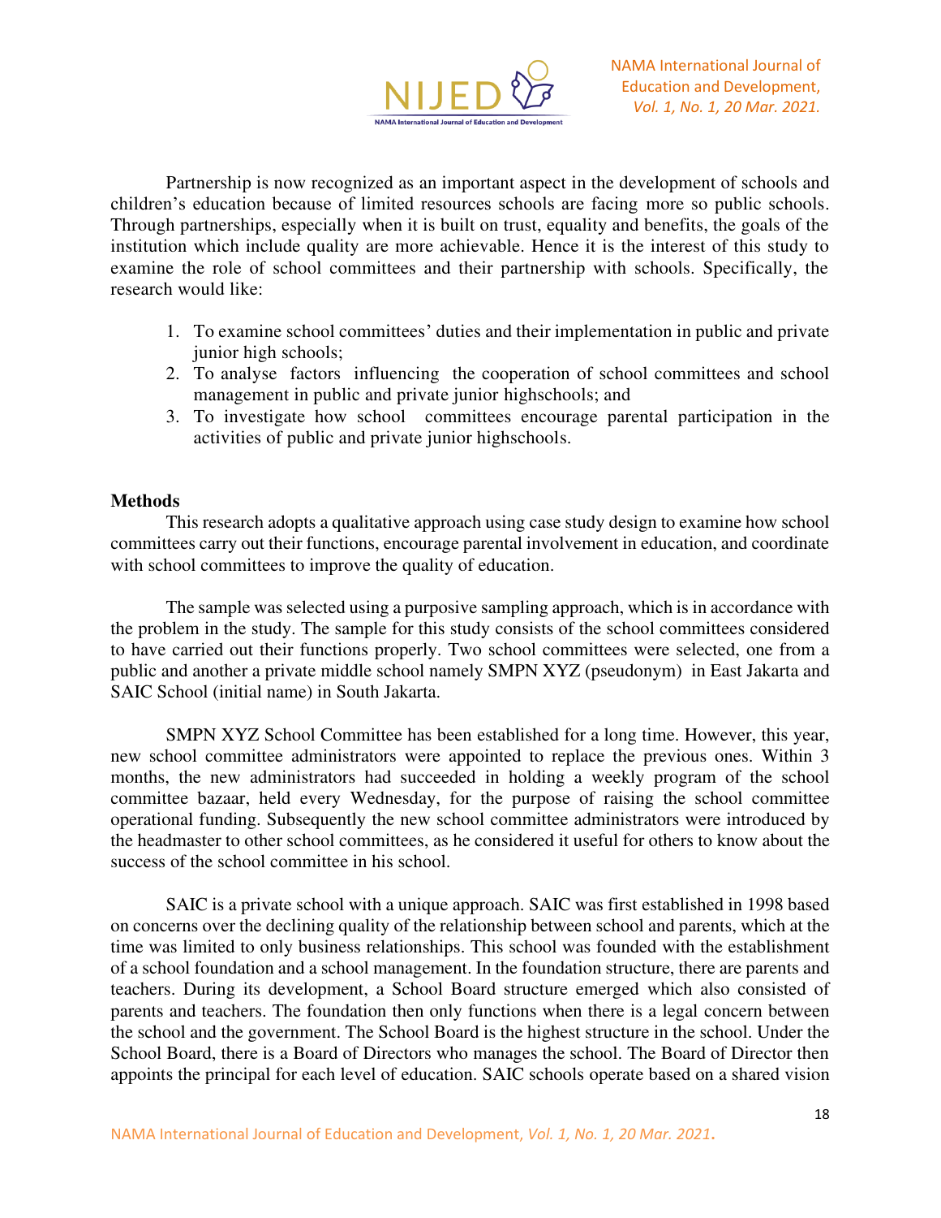Partnership is now recognized as an important aspect in the development of schools and children's education because of limited resources schools are facing more so public schools. Through partnerships, especially when it is built on trust, equality and benefits, the goals of the institution which include quality are more achievable. Hence it is the interest of this study to examine the role of school committees and their partnership with schools. Specifically, the research would like:

1. To examine school committees' duties and their implementation in public and private junior high schools;
2. To analyse factors influencing the cooperation of school committees and school management in public and private junior highschools; and
3. To investigate how school committees encourage parental participation in the activities of public and private junior highschools.

**Methods**

This research adopts a qualitative approach using case study design to examine how school committees carry out their functions, encourage parental involvement in education, and coordinate with school committees to improve the quality of education.

The sample was selected using a purposive sampling approach, which is in accordance with the problem in the study. The sample for this study consists of the school committees considered to have carried out their functions properly. Two school committees were selected, one from a public and another a private middle school namely SMPN XYZ (pseudonym) in East Jakarta and SAIC School (initial name) in South Jakarta.

SMPN XYZ School Committee has been established for a long time. However, this year, new school committee administrators were appointed to replace the previous ones. Within 3 months, the new administrators had succeeded in holding a weekly program of the school committee bazaar, held every Wednesday, for the purpose of raising the school committee operational funding. Subsequently the new school committee administrators were introduced by the headmaster to other school committees, as he considered it useful for others to know about the success of the school committee in his school.

SAIC is a private school with a unique approach. SAIC was first established in 1998 based on concerns over the declining quality of the relationship between school and parents, which at the time was limited to only business relationships. This school was founded with the establishment of a school foundation and a school management. In the foundation structure, there are parents and teachers. During its development, a School Board structure emerged which also consisted of parents and teachers. The foundation then only functions when there is a legal concern between the school and the government. The School Board is the highest structure in the school. Under the School Board, there is a Board of Directors who manages the school. The Board of Director then appoints the principal for each level of education. SAIC schools operate based on a shared vision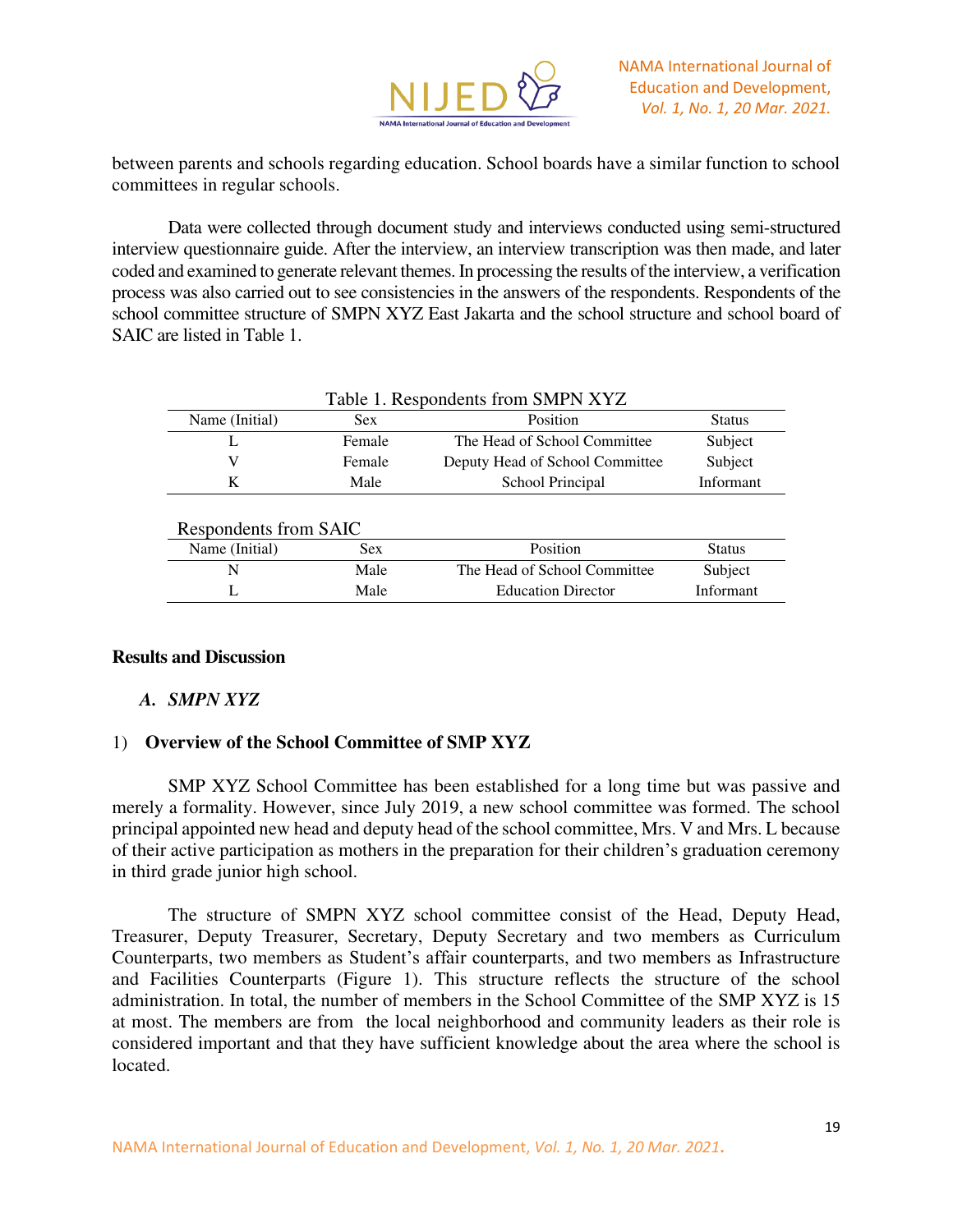between parents and schools regarding education. School boards have a similar function to school committees in regular schools.

Data were collected through document study and interviews conducted using semi-structured interview questionnaire guide. After the interview, an interview transcription was then made, and later coded and examined to generate relevant themes. In processing the results of the interview, a verification process was also carried out to see consistencies in the answers of the respondents. Respondents of the school committee structure of SMPN XYZ East Jakarta and the school structure and school board of SAIC are listed in Table 1.

Table 1. Respondents from SMPN XYZ

| Name (Initial) | Sex | Position | Status |
|---|---|---|---|
| L | Female | The Head of School Committee | Subject |
| V | Female | Deputy Head of School Committee | Subject |
| K | Male | School Principal | Informant |

Respondents from SAIC

| Name (Initial) | Sex | Position | Status |
|---|---|---|---|
| N | Male | The Head of School Committee | Subject |
| L | Male | Education Director | Informant |

## Results and Discussion

### A. *SMPN XYZ*

#### 1) Overview of the School Committee of SMP XYZ

SMP XYZ School Committee has been established for a long time but was passive and merely a formality. However, since July 2019, a new school committee was formed. The school principal appointed new head and deputy head of the school committee, Mrs. V and Mrs. L because of their active participation as mothers in the preparation for their children's graduation ceremony in third grade junior high school.

The structure of SMPN XYZ school committee consist of the Head, Deputy Head, Treasurer, Deputy Treasurer, Secretary, Deputy Secretary and two members as Curriculum Counterparts, two members as Student's affair counterparts, and two members as Infrastructure and Facilities Counterparts (Figure 1). This structure reflects the structure of the school administration. In total, the number of members in the School Committee of the SMP XYZ is 15 at most. The members are from the local neighborhood and community leaders as their role is considered important and that they have sufficient knowledge about the area where the school is located.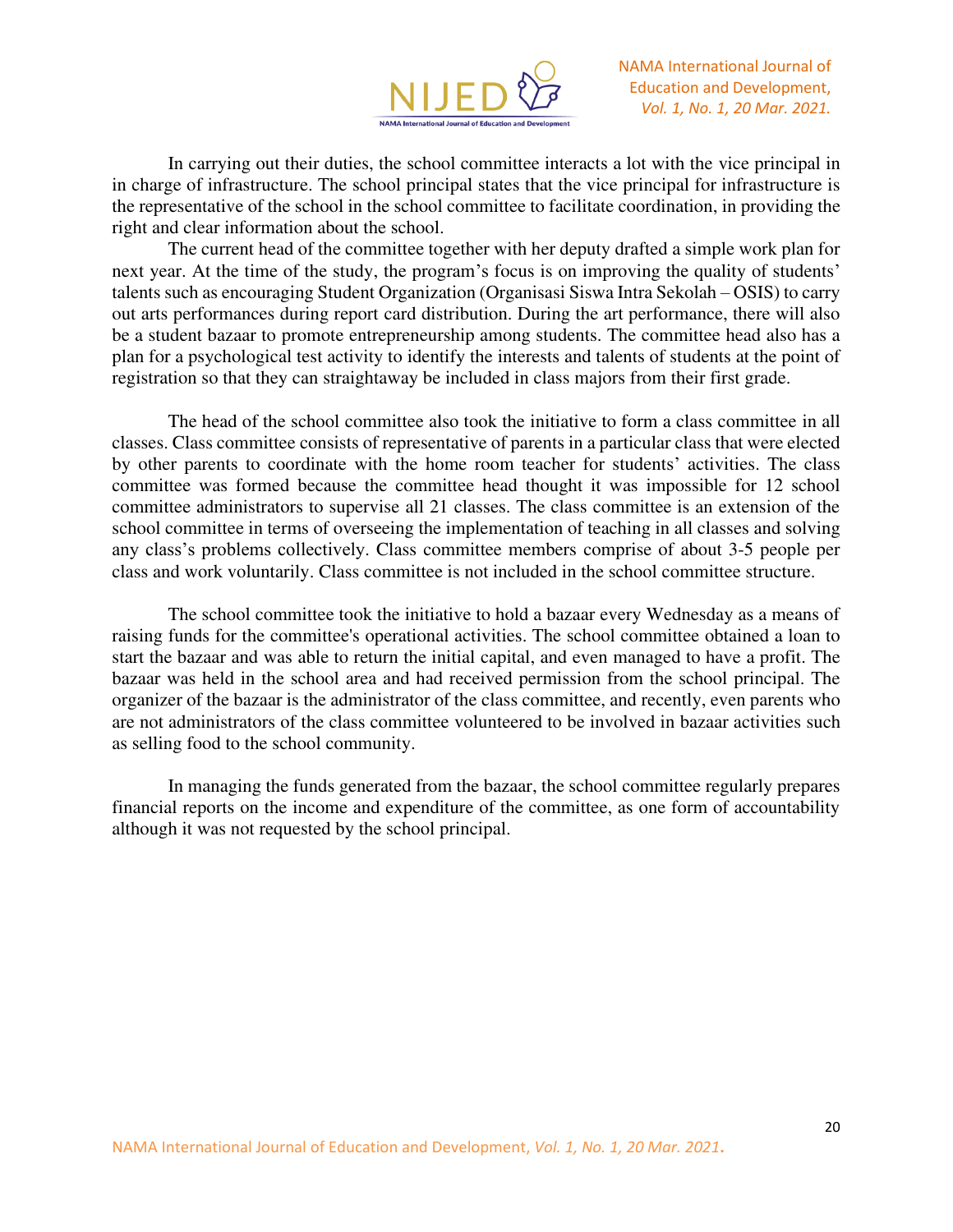In carrying out their duties, the school committee interacts a lot with the vice principal in in charge of infrastructure. The school principal states that the vice principal for infrastructure is the representative of the school in the school committee to facilitate coordination, in providing the right and clear information about the school.

The current head of the committee together with her deputy drafted a simple work plan for next year. At the time of the study, the program's focus is on improving the quality of students' talents such as encouraging Student Organization (Organisasi Siswa Intra Sekolah – OSIS) to carry out arts performances during report card distribution. During the art performance, there will also be a student bazaar to promote entrepreneurship among students. The committee head also has a plan for a psychological test activity to identify the interests and talents of students at the point of registration so that they can straightaway be included in class majors from their first grade.

The head of the school committee also took the initiative to form a class committee in all classes. Class committee consists of representative of parents in a particular class that were elected by other parents to coordinate with the home room teacher for students' activities. The class committee was formed because the committee head thought it was impossible for 12 school committee administrators to supervise all 21 classes. The class committee is an extension of the school committee in terms of overseeing the implementation of teaching in all classes and solving any class's problems collectively. Class committee members comprise of about 3-5 people per class and work voluntarily. Class committee is not included in the school committee structure.

The school committee took the initiative to hold a bazaar every Wednesday as a means of raising funds for the committee's operational activities. The school committee obtained a loan to start the bazaar and was able to return the initial capital, and even managed to have a profit. The bazaar was held in the school area and had received permission from the school principal. The organizer of the bazaar is the administrator of the class committee, and recently, even parents who are not administrators of the class committee volunteered to be involved in bazaar activities such as selling food to the school community.

In managing the funds generated from the bazaar, the school committee regularly prepares financial reports on the income and expenditure of the committee, as one form of accountability although it was not requested by the school principal.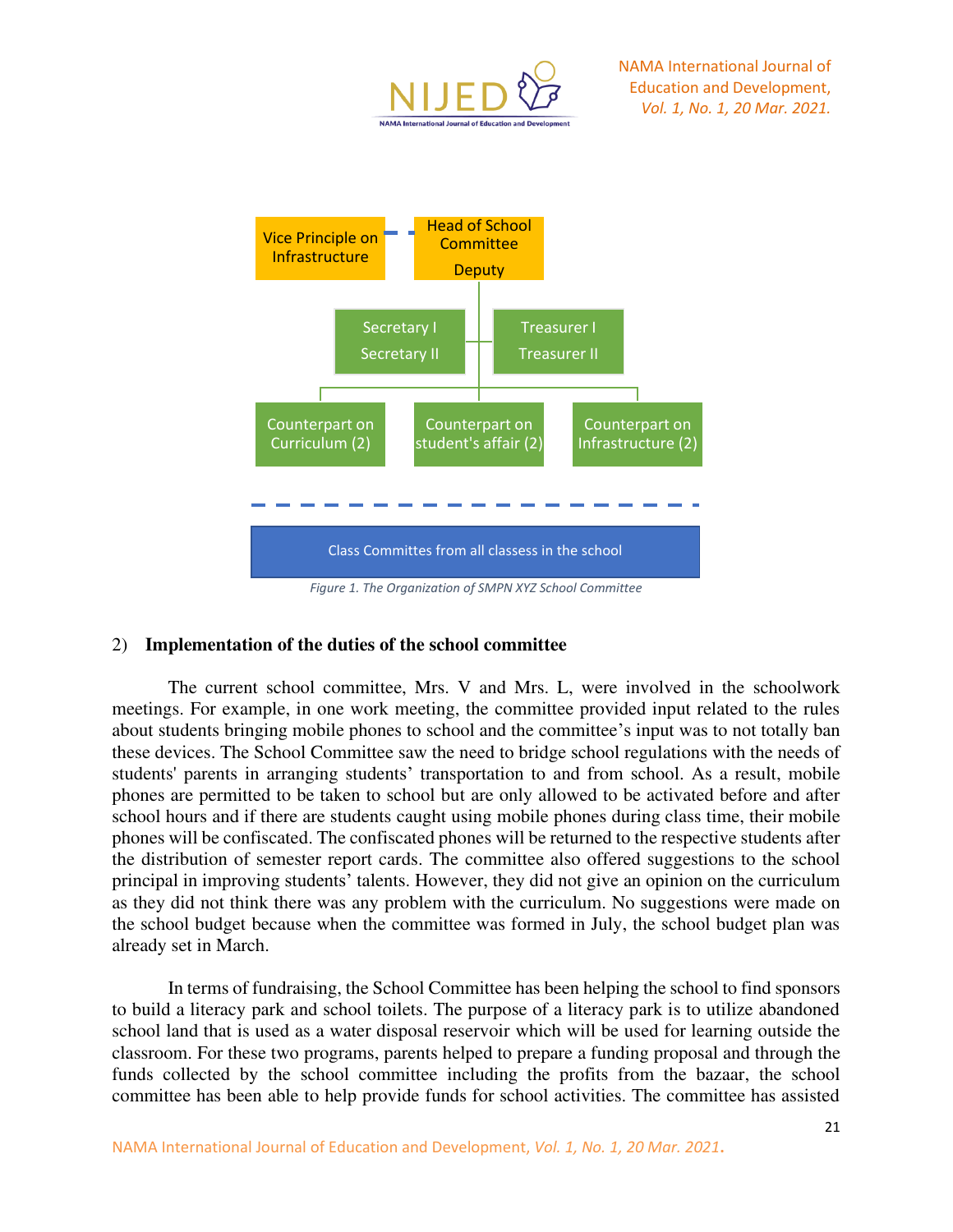Vice Principle on Infrastructure

Head of School Committee

Deputy

Secretary I

Secretary II

Treasurer I

Treasurer II

Counterpart on Curriculum (2)

Counterpart on student's affair (2)

Counterpart on Infrastructure (2)

Class Committes from all classess in the school

*Figure 1. The Organization of SMPN XYZ School Committee*

## 2) Implementation of the duties of the school committee

The current school committee, Mrs. V and Mrs. L, were involved in the schoolwork meetings. For example, in one work meeting, the committee provided input related to the rules about students bringing mobile phones to school and the committee's input was to not totally ban these devices. The School Committee saw the need to bridge school regulations with the needs of students' parents in arranging students' transportation to and from school. As a result, mobile phones are permitted to be taken to school but are only allowed to be activated before and after school hours and if there are students caught using mobile phones during class time, their mobile phones will be confiscated. The confiscated phones will be returned to the respective students after the distribution of semester report cards. The committee also offered suggestions to the school principal in improving students' talents. However, they did not give an opinion on the curriculum as they did not think there was any problem with the curriculum. No suggestions were made on the school budget because when the committee was formed in July, the school budget plan was already set in March.

In terms of fundraising, the School Committee has been helping the school to find sponsors to build a literacy park and school toilets. The purpose of a literacy park is to utilize abandoned school land that is used as a water disposal reservoir which will be used for learning outside the classroom. For these two programs, parents helped to prepare a funding proposal and through the funds collected by the school committee including the profits from the bazaar, the school committee has been able to help provide funds for school activities. The committee has assisted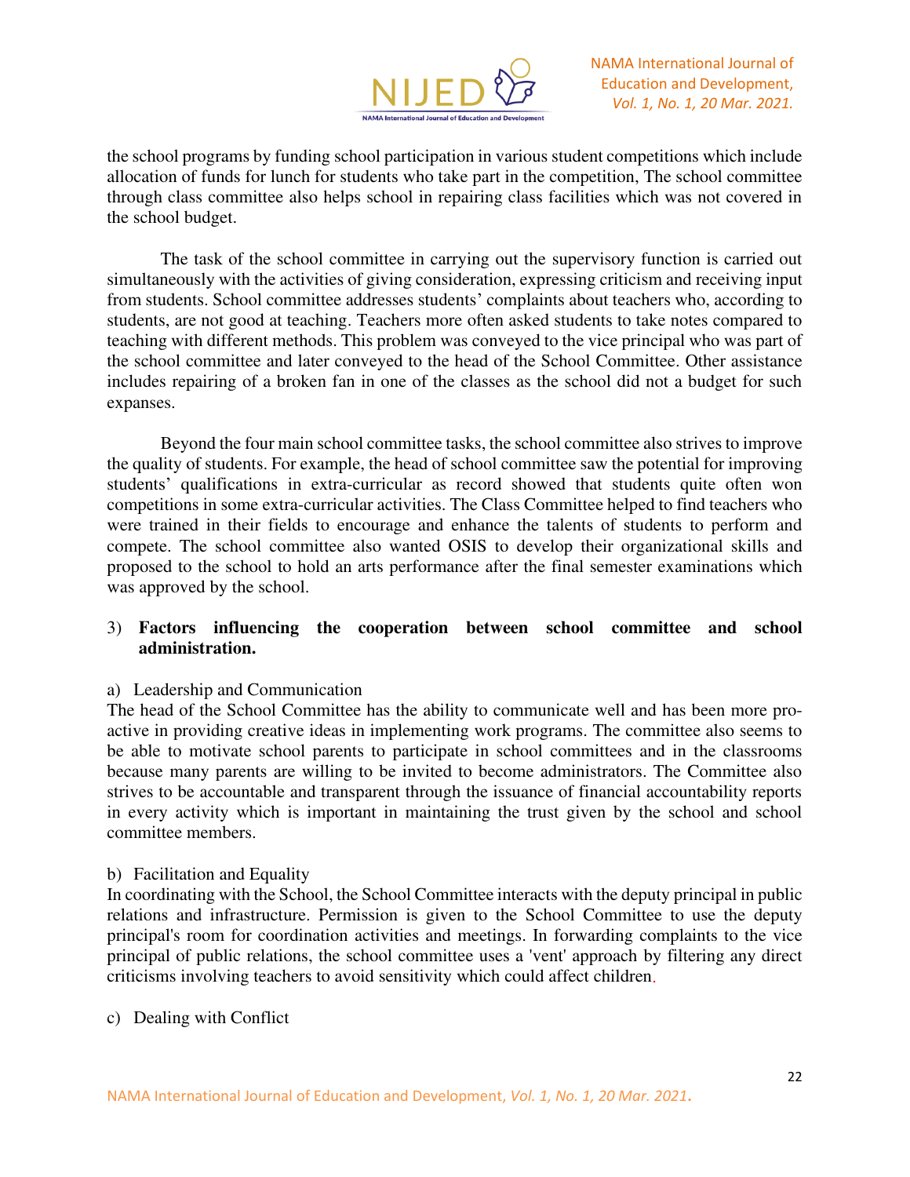the school programs by funding school participation in various student competitions which include allocation of funds for lunch for students who take part in the competition, The school committee through class committee also helps school in repairing class facilities which was not covered in the school budget.

The task of the school committee in carrying out the supervisory function is carried out simultaneously with the activities of giving consideration, expressing criticism and receiving input from students. School committee addresses students' complaints about teachers who, according to students, are not good at teaching. Teachers more often asked students to take notes compared to teaching with different methods. This problem was conveyed to the vice principal who was part of the school committee and later conveyed to the head of the School Committee. Other assistance includes repairing of a broken fan in one of the classes as the school did not a budget for such expanses.

Beyond the four main school committee tasks, the school committee also strives to improve the quality of students. For example, the head of school committee saw the potential for improving students' qualifications in extra-curricular as record showed that students quite often won competitions in some extra-curricular activities. The Class Committee helped to find teachers who were trained in their fields to encourage and enhance the talents of students to perform and compete. The school committee also wanted OSIS to develop their organizational skills and proposed to the school to hold an arts performance after the final semester examinations which was approved by the school.

3) **Factors influencing the cooperation between school committee and school administration.**

a) Leadership and Communication

The head of the School Committee has the ability to communicate well and has been more pro-active in providing creative ideas in implementing work programs. The committee also seems to be able to motivate school parents to participate in school committees and in the classrooms because many parents are willing to be invited to become administrators. The Committee also strives to be accountable and transparent through the issuance of financial accountability reports in every activity which is important in maintaining the trust given by the school and school committee members.

b) Facilitation and Equality

In coordinating with the School, the School Committee interacts with the deputy principal in public relations and infrastructure. Permission is given to the School Committee to use the deputy principal's room for coordination activities and meetings. In forwarding complaints to the vice principal of public relations, the school committee uses a 'vent' approach by filtering any direct criticisms involving teachers to avoid sensitivity which could affect children.

c) Dealing with Conflict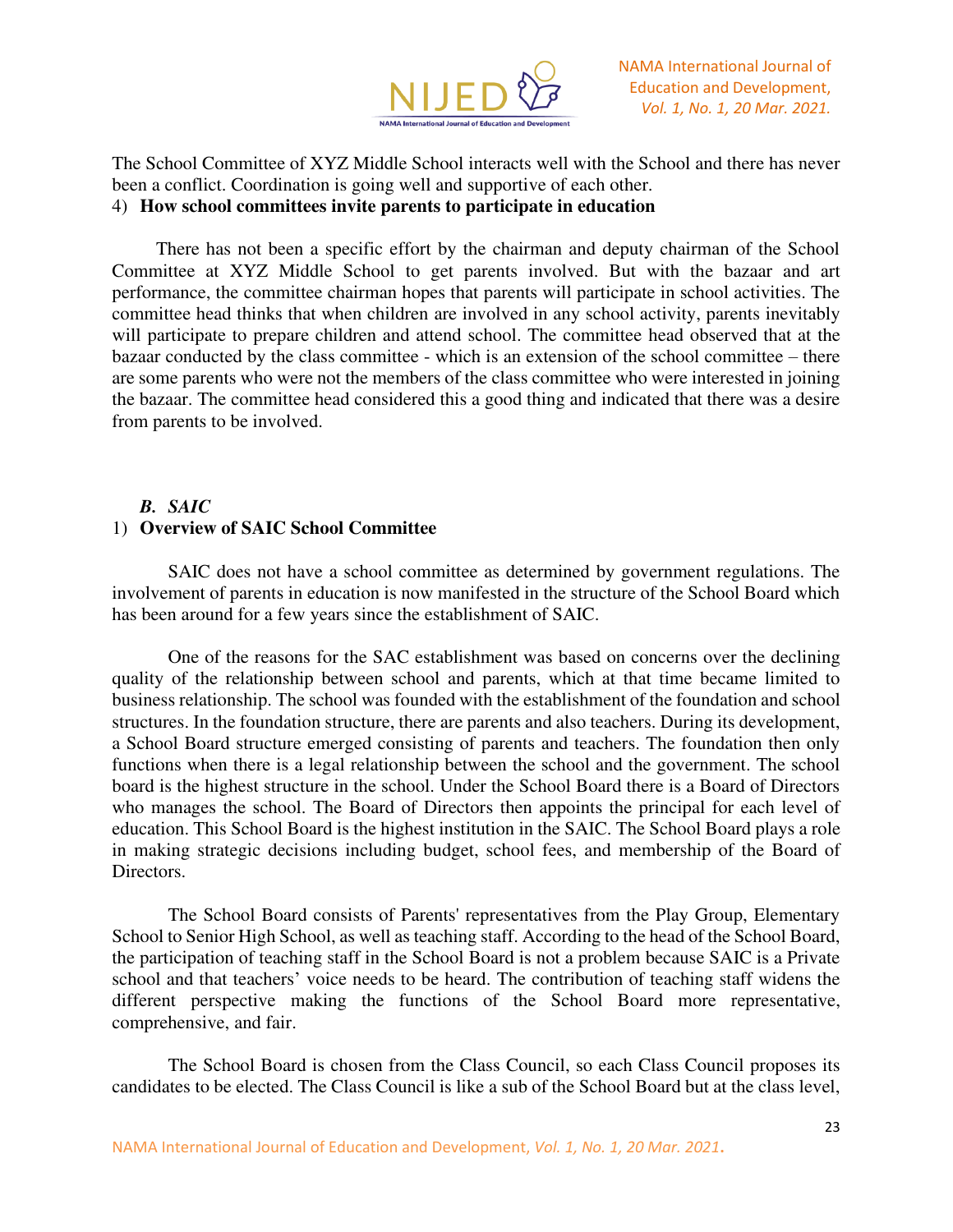The School Committee of XYZ Middle School interacts well with the School and there has never been a conflict. Coordination is going well and supportive of each other.

4) **How school committees invite parents to participate in education**

There has not been a specific effort by the chairman and deputy chairman of the School Committee at XYZ Middle School to get parents involved. But with the bazaar and art performance, the committee chairman hopes that parents will participate in school activities. The committee head thinks that when children are involved in any school activity, parents inevitably will participate to prepare children and attend school. The committee head observed that at the bazaar conducted by the class committee - which is an extension of the school committee – there are some parents who were not the members of the class committee who were interested in joining the bazaar. The committee head considered this a good thing and indicated that there was a desire from parents to be involved.

### *B. SAIC*

1) **Overview of SAIC School Committee**

SAIC does not have a school committee as determined by government regulations. The involvement of parents in education is now manifested in the structure of the School Board which has been around for a few years since the establishment of SAIC.

One of the reasons for the SAC establishment was based on concerns over the declining quality of the relationship between school and parents, which at that time became limited to business relationship. The school was founded with the establishment of the foundation and school structures. In the foundation structure, there are parents and also teachers. During its development, a School Board structure emerged consisting of parents and teachers. The foundation then only functions when there is a legal relationship between the school and the government. The school board is the highest structure in the school. Under the School Board there is a Board of Directors who manages the school. The Board of Directors then appoints the principal for each level of education. This School Board is the highest institution in the SAIC. The School Board plays a role in making strategic decisions including budget, school fees, and membership of the Board of Directors.

The School Board consists of Parents' representatives from the Play Group, Elementary School to Senior High School, as well as teaching staff. According to the head of the School Board, the participation of teaching staff in the School Board is not a problem because SAIC is a Private school and that teachers' voice needs to be heard. The contribution of teaching staff widens the different perspective making the functions of the School Board more representative, comprehensive, and fair.

The School Board is chosen from the Class Council, so each Class Council proposes its candidates to be elected. The Class Council is like a sub of the School Board but at the class level,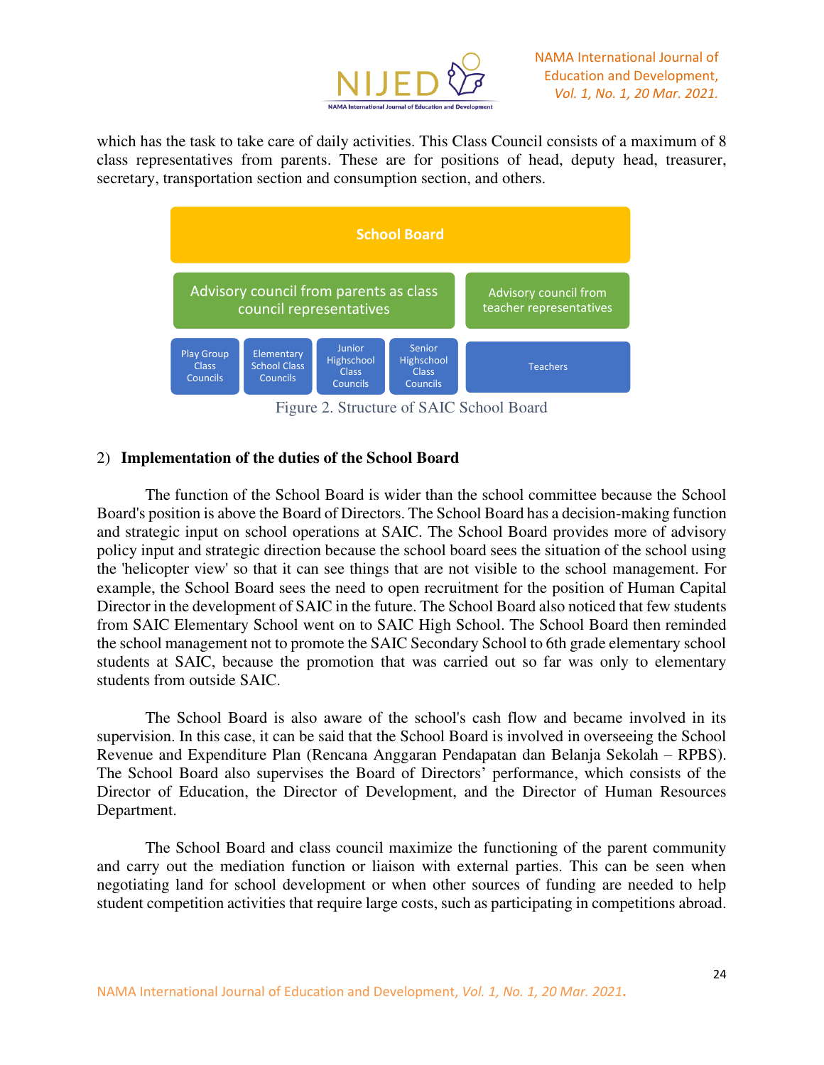which has the task to take care of daily activities. This Class Council consists of a maximum of 8 class representatives from parents. These are for positions of head, deputy head, treasurer, secretary, transportation section and consumption section, and others.

School Board

Advisory council from parents as class council representatives

Advisory council from teacher representatives

Play Group Class Councils | Elementary School Class Councils | Junior Highschool Class Councils | Senior Highschool Class Councils | Teachers

Figure 2. Structure of SAIC School Board

2) **Implementation of the duties of the School Board**

The function of the School Board is wider than the school committee because the School Board's position is above the Board of Directors. The School Board has a decision-making function and strategic input on school operations at SAIC. The School Board provides more of advisory policy input and strategic direction because the school board sees the situation of the school using the 'helicopter view' so that it can see things that are not visible to the school management. For example, the School Board sees the need to open recruitment for the position of Human Capital Director in the development of SAIC in the future. The School Board also noticed that few students from SAIC Elementary School went on to SAIC High School. The School Board then reminded the school management not to promote the SAIC Secondary School to 6th grade elementary school students at SAIC, because the promotion that was carried out so far was only to elementary students from outside SAIC.

The School Board is also aware of the school's cash flow and became involved in its supervision. In this case, it can be said that the School Board is involved in overseeing the School Revenue and Expenditure Plan (Rencana Anggaran Pendapatan dan Belanja Sekolah – RPBS). The School Board also supervises the Board of Directors' performance, which consists of the Director of Education, the Director of Development, and the Director of Human Resources Department.

The School Board and class council maximize the functioning of the parent community and carry out the mediation function or liaison with external parties. This can be seen when negotiating land for school development or when other sources of funding are needed to help student competition activities that require large costs, such as participating in competitions abroad.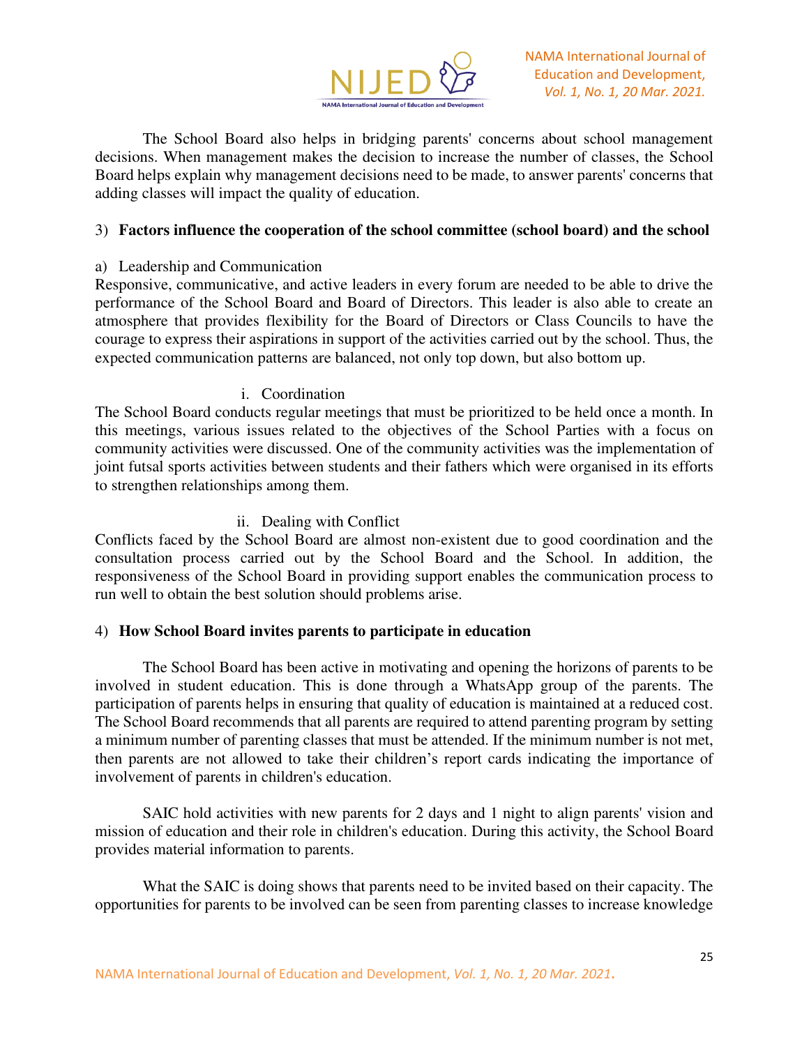The School Board also helps in bridging parents' concerns about school management decisions. When management makes the decision to increase the number of classes, the School Board helps explain why management decisions need to be made, to answer parents' concerns that adding classes will impact the quality of education.

3) **Factors influence the cooperation of the school committee (school board) and the school**

a) Leadership and Communication

Responsive, communicative, and active leaders in every forum are needed to be able to drive the performance of the School Board and Board of Directors. This leader is also able to create an atmosphere that provides flexibility for the Board of Directors or Class Councils to have the courage to express their aspirations in support of the activities carried out by the school. Thus, the expected communication patterns are balanced, not only top down, but also bottom up.

i. Coordination

The School Board conducts regular meetings that must be prioritized to be held once a month. In this meetings, various issues related to the objectives of the School Parties with a focus on community activities were discussed. One of the community activities was the implementation of joint futsal sports activities between students and their fathers which were organised in its efforts to strengthen relationships among them.

ii. Dealing with Conflict

Conflicts faced by the School Board are almost non-existent due to good coordination and the consultation process carried out by the School Board and the School. In addition, the responsiveness of the School Board in providing support enables the communication process to run well to obtain the best solution should problems arise.

4) **How School Board invites parents to participate in education**

The School Board has been active in motivating and opening the horizons of parents to be involved in student education. This is done through a WhatsApp group of the parents. The participation of parents helps in ensuring that quality of education is maintained at a reduced cost. The School Board recommends that all parents are required to attend parenting program by setting a minimum number of parenting classes that must be attended. If the minimum number is not met, then parents are not allowed to take their children's report cards indicating the importance of involvement of parents in children's education.

SAIC hold activities with new parents for 2 days and 1 night to align parents' vision and mission of education and their role in children's education. During this activity, the School Board provides material information to parents.

What the SAIC is doing shows that parents need to be invited based on their capacity. The opportunities for parents to be involved can be seen from parenting classes to increase knowledge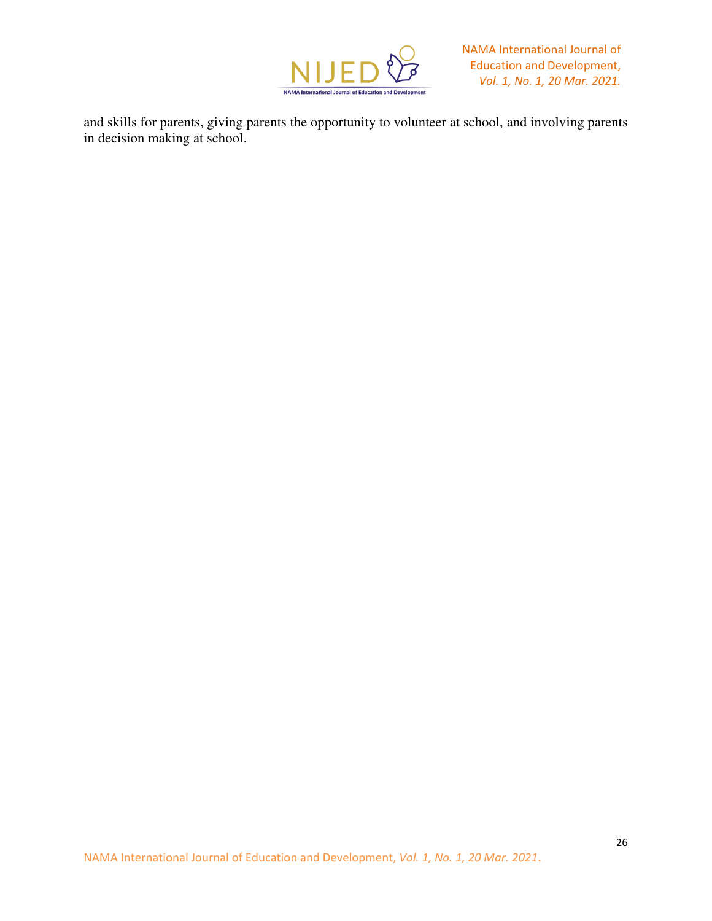and skills for parents, giving parents the opportunity to volunteer at school, and involving parents in decision making at school.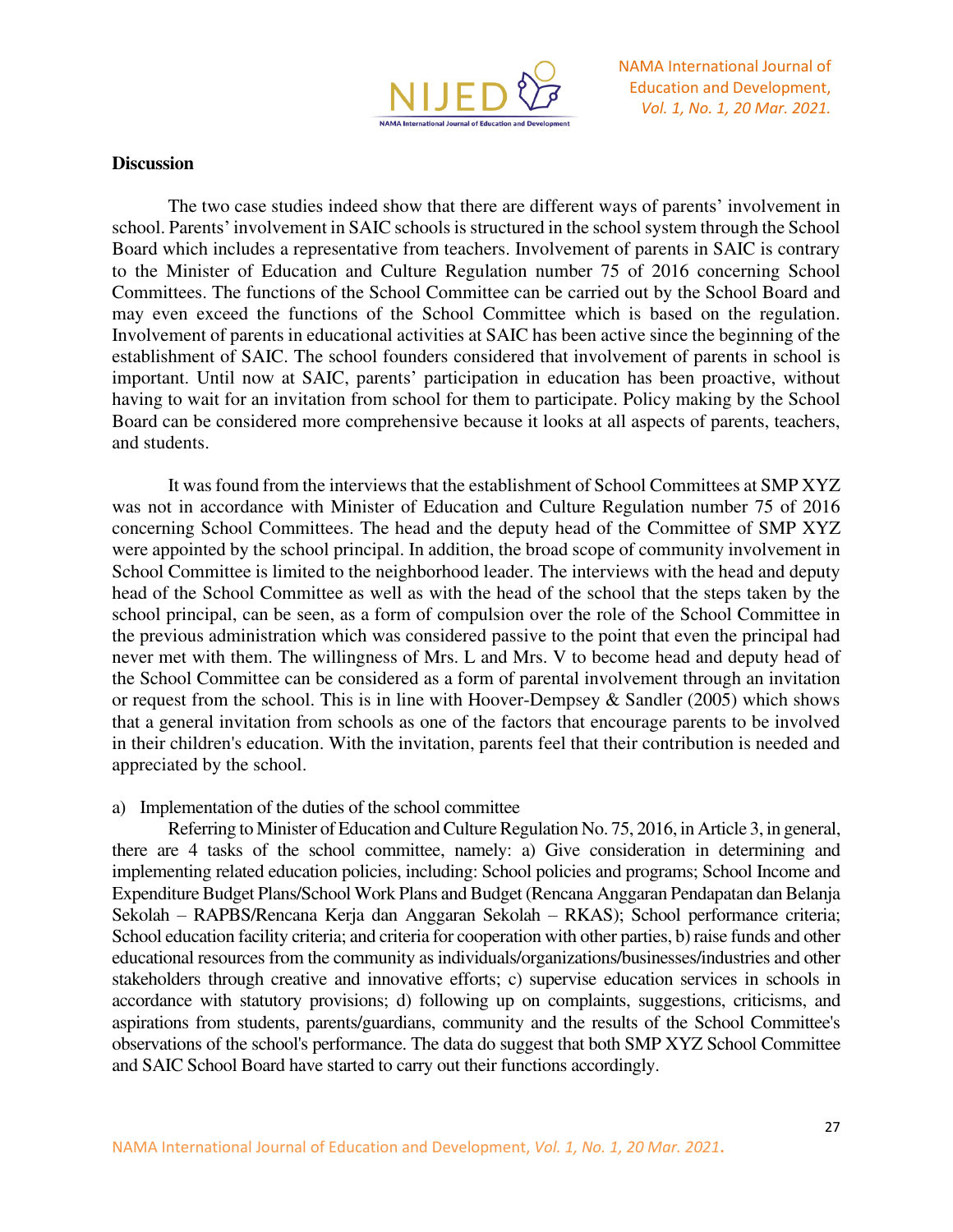**Discussion**

The two case studies indeed show that there are different ways of parents' involvement in school. Parents' involvement in SAIC schools is structured in the school system through the School Board which includes a representative from teachers. Involvement of parents in SAIC is contrary to the Minister of Education and Culture Regulation number 75 of 2016 concerning School Committees. The functions of the School Committee can be carried out by the School Board and may even exceed the functions of the School Committee which is based on the regulation. Involvement of parents in educational activities at SAIC has been active since the beginning of the establishment of SAIC. The school founders considered that involvement of parents in school is important. Until now at SAIC, parents' participation in education has been proactive, without having to wait for an invitation from school for them to participate. Policy making by the School Board can be considered more comprehensive because it looks at all aspects of parents, teachers, and students.

It was found from the interviews that the establishment of School Committees at SMP XYZ was not in accordance with Minister of Education and Culture Regulation number 75 of 2016 concerning School Committees. The head and the deputy head of the Committee of SMP XYZ were appointed by the school principal. In addition, the broad scope of community involvement in School Committee is limited to the neighborhood leader. The interviews with the head and deputy head of the School Committee as well as with the head of the school that the steps taken by the school principal, can be seen, as a form of compulsion over the role of the School Committee in the previous administration which was considered passive to the point that even the principal had never met with them. The willingness of Mrs. L and Mrs. V to become head and deputy head of the School Committee can be considered as a form of parental involvement through an invitation or request from the school. This is in line with Hoover-Dempsey & Sandler (2005) which shows that a general invitation from schools as one of the factors that encourage parents to be involved in their children's education. With the invitation, parents feel that their contribution is needed and appreciated by the school.

a) Implementation of the duties of the school committee

Referring to Minister of Education and Culture Regulation No. 75, 2016, in Article 3, in general, there are 4 tasks of the school committee, namely: a) Give consideration in determining and implementing related education policies, including: School policies and programs; School Income and Expenditure Budget Plans/School Work Plans and Budget (Rencana Anggaran Pendapatan dan Belanja Sekolah – RAPBS/Rencana Kerja dan Anggaran Sekolah – RKAS); School performance criteria; School education facility criteria; and criteria for cooperation with other parties, b) raise funds and other educational resources from the community as individuals/organizations/businesses/industries and other stakeholders through creative and innovative efforts; c) supervise education services in schools in accordance with statutory provisions; d) following up on complaints, suggestions, criticisms, and aspirations from students, parents/guardians, community and the results of the School Committee's observations of the school's performance. The data do suggest that both SMP XYZ School Committee and SAIC School Board have started to carry out their functions accordingly.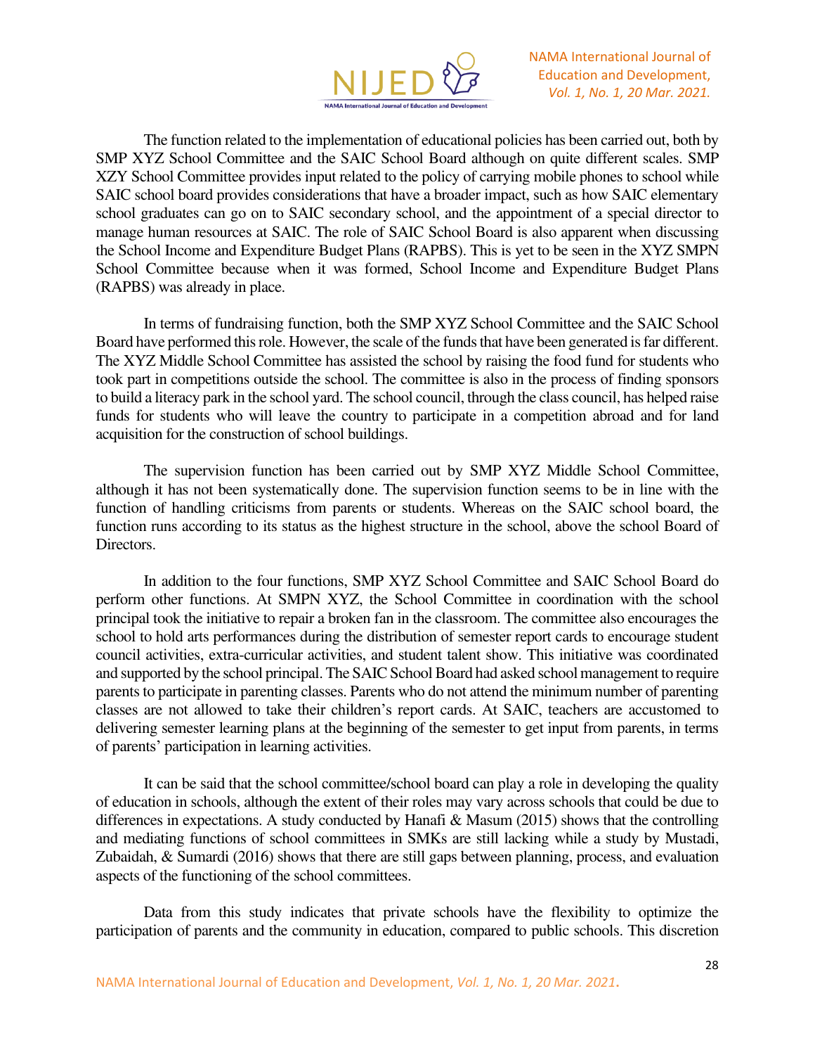The function related to the implementation of educational policies has been carried out, both by SMP XYZ School Committee and the SAIC School Board although on quite different scales. SMP XZY School Committee provides input related to the policy of carrying mobile phones to school while SAIC school board provides considerations that have a broader impact, such as how SAIC elementary school graduates can go on to SAIC secondary school, and the appointment of a special director to manage human resources at SAIC. The role of SAIC School Board is also apparent when discussing the School Income and Expenditure Budget Plans (RAPBS). This is yet to be seen in the XYZ SMPN School Committee because when it was formed, School Income and Expenditure Budget Plans (RAPBS) was already in place.

In terms of fundraising function, both the SMP XYZ School Committee and the SAIC School Board have performed this role. However, the scale of the funds that have been generated is far different. The XYZ Middle School Committee has assisted the school by raising the food fund for students who took part in competitions outside the school. The committee is also in the process of finding sponsors to build a literacy park in the school yard. The school council, through the class council, has helped raise funds for students who will leave the country to participate in a competition abroad and for land acquisition for the construction of school buildings.

The supervision function has been carried out by SMP XYZ Middle School Committee, although it has not been systematically done. The supervision function seems to be in line with the function of handling criticisms from parents or students. Whereas on the SAIC school board, the function runs according to its status as the highest structure in the school, above the school Board of Directors.

In addition to the four functions, SMP XYZ School Committee and SAIC School Board do perform other functions. At SMPN XYZ, the School Committee in coordination with the school principal took the initiative to repair a broken fan in the classroom. The committee also encourages the school to hold arts performances during the distribution of semester report cards to encourage student council activities, extra-curricular activities, and student talent show. This initiative was coordinated and supported by the school principal. The SAIC School Board had asked school management to require parents to participate in parenting classes. Parents who do not attend the minimum number of parenting classes are not allowed to take their children's report cards. At SAIC, teachers are accustomed to delivering semester learning plans at the beginning of the semester to get input from parents, in terms of parents' participation in learning activities.

It can be said that the school committee/school board can play a role in developing the quality of education in schools, although the extent of their roles may vary across schools that could be due to differences in expectations. A study conducted by Hanafi & Masum (2015) shows that the controlling and mediating functions of school committees in SMKs are still lacking while a study by Mustadi, Zubaidah, & Sumardi (2016) shows that there are still gaps between planning, process, and evaluation aspects of the functioning of the school committees.

Data from this study indicates that private schools have the flexibility to optimize the participation of parents and the community in education, compared to public schools. This discretion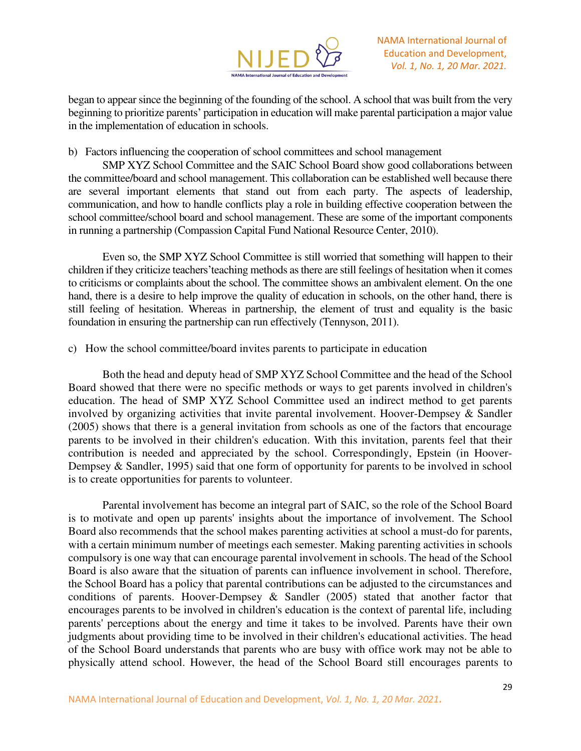began to appear since the beginning of the founding of the school. A school that was built from the very beginning to prioritize parents' participation in education will make parental participation a major value in the implementation of education in schools.

b) Factors influencing the cooperation of school committees and school management

SMP XYZ School Committee and the SAIC School Board show good collaborations between the committee/board and school management. This collaboration can be established well because there are several important elements that stand out from each party. The aspects of leadership, communication, and how to handle conflicts play a role in building effective cooperation between the school committee/school board and school management. These are some of the important components in running a partnership (Compassion Capital Fund National Resource Center, 2010).

Even so, the SMP XYZ School Committee is still worried that something will happen to their children if they criticize teachers' teaching methods as there are still feelings of hesitation when it comes to criticisms or complaints about the school. The committee shows an ambivalent element. On the one hand, there is a desire to help improve the quality of education in schools, on the other hand, there is still feeling of hesitation. Whereas in partnership, the element of trust and equality is the basic foundation in ensuring the partnership can run effectively (Tennyson, 2011).

c) How the school committee/board invites parents to participate in education

Both the head and deputy head of SMP XYZ School Committee and the head of the School Board showed that there were no specific methods or ways to get parents involved in children's education. The head of SMP XYZ School Committee used an indirect method to get parents involved by organizing activities that invite parental involvement. Hoover-Dempsey & Sandler (2005) shows that there is a general invitation from schools as one of the factors that encourage parents to be involved in their children's education. With this invitation, parents feel that their contribution is needed and appreciated by the school. Correspondingly, Epstein (in Hoover-Dempsey & Sandler, 1995) said that one form of opportunity for parents to be involved in school is to create opportunities for parents to volunteer.

Parental involvement has become an integral part of SAIC, so the role of the School Board is to motivate and open up parents' insights about the importance of involvement. The School Board also recommends that the school makes parenting activities at school a must-do for parents, with a certain minimum number of meetings each semester. Making parenting activities in schools compulsory is one way that can encourage parental involvement in schools. The head of the School Board is also aware that the situation of parents can influence involvement in school. Therefore, the School Board has a policy that parental contributions can be adjusted to the circumstances and conditions of parents. Hoover-Dempsey & Sandler (2005) stated that another factor that encourages parents to be involved in children's education is the context of parental life, including parents' perceptions about the energy and time it takes to be involved. Parents have their own judgments about providing time to be involved in their children's educational activities. The head of the School Board understands that parents who are busy with office work may not be able to physically attend school. However, the head of the School Board still encourages parents to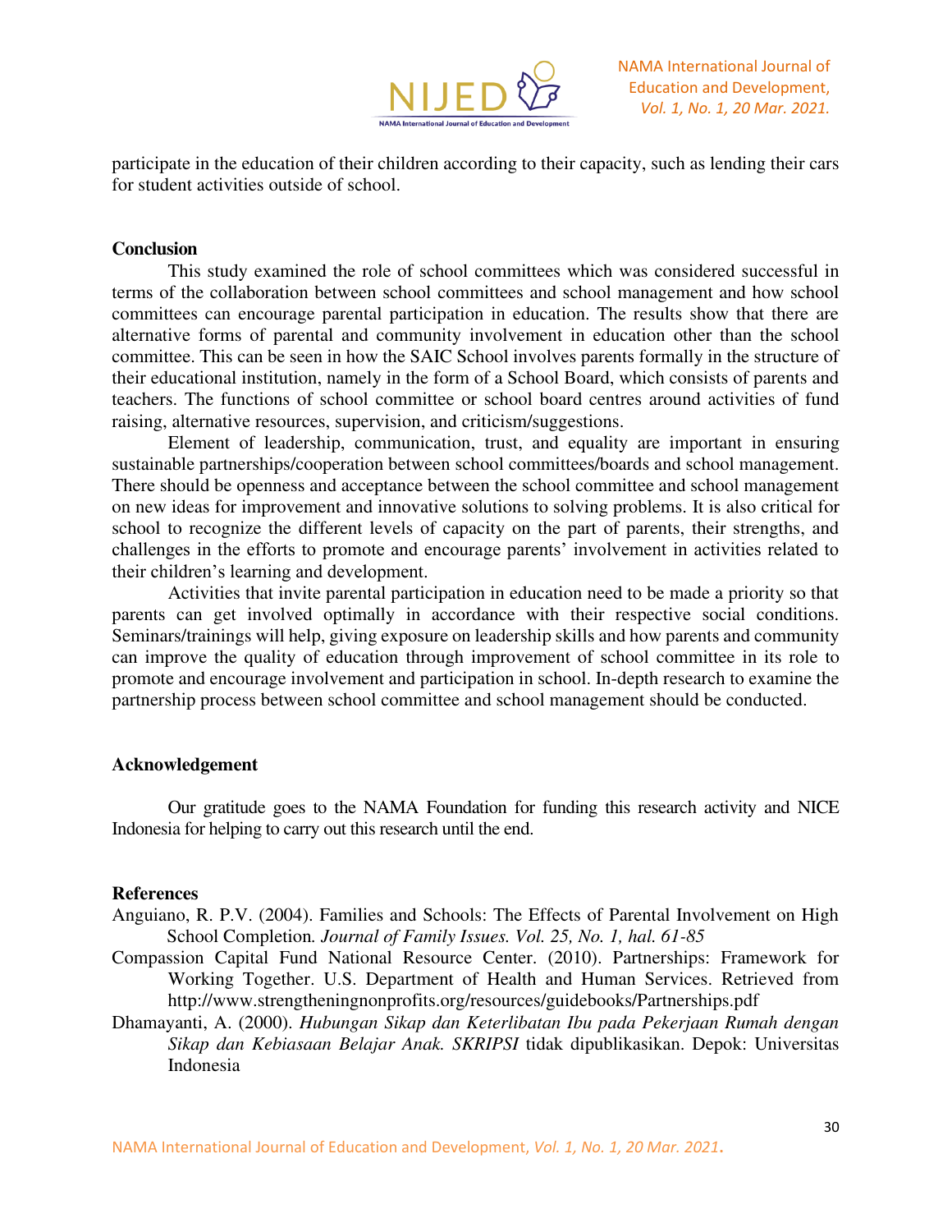participate in the education of their children according to their capacity, such as lending their cars for student activities outside of school.

## Conclusion

This study examined the role of school committees which was considered successful in terms of the collaboration between school committees and school management and how school committees can encourage parental participation in education. The results show that there are alternative forms of parental and community involvement in education other than the school committee. This can be seen in how the SAIC School involves parents formally in the structure of their educational institution, namely in the form of a School Board, which consists of parents and teachers. The functions of school committee or school board centres around activities of fund raising, alternative resources, supervision, and criticism/suggestions.

Element of leadership, communication, trust, and equality are important in ensuring sustainable partnerships/cooperation between school committees/boards and school management. There should be openness and acceptance between the school committee and school management on new ideas for improvement and innovative solutions to solving problems. It is also critical for school to recognize the different levels of capacity on the part of parents, their strengths, and challenges in the efforts to promote and encourage parents' involvement in activities related to their children's learning and development.

Activities that invite parental participation in education need to be made a priority so that parents can get involved optimally in accordance with their respective social conditions. Seminars/trainings will help, giving exposure on leadership skills and how parents and community can improve the quality of education through improvement of school committee in its role to promote and encourage involvement and participation in school. In-depth research to examine the partnership process between school committee and school management should be conducted.

## Acknowledgement

Our gratitude goes to the NAMA Foundation for funding this research activity and NICE Indonesia for helping to carry out this research until the end.

## References

Anguiano, R. P.V. (2004). Families and Schools: The Effects of Parental Involvement on High School Completion. *Journal of Family Issues. Vol. 25, No. 1, hal. 61-85*

Compassion Capital Fund National Resource Center. (2010). Partnerships: Framework for Working Together. U.S. Department of Health and Human Services. Retrieved from http://www.strengtheningnonprofits.org/resources/guidebooks/Partnerships.pdf

Dhamayanti, A. (2000). *Hubungan Sikap dan Keterlibatan Ibu pada Pekerjaan Rumah dengan Sikap dan Kebiasaan Belajar Anak. SKRIPSI* tidak dipublikasikan. Depok: Universitas Indonesia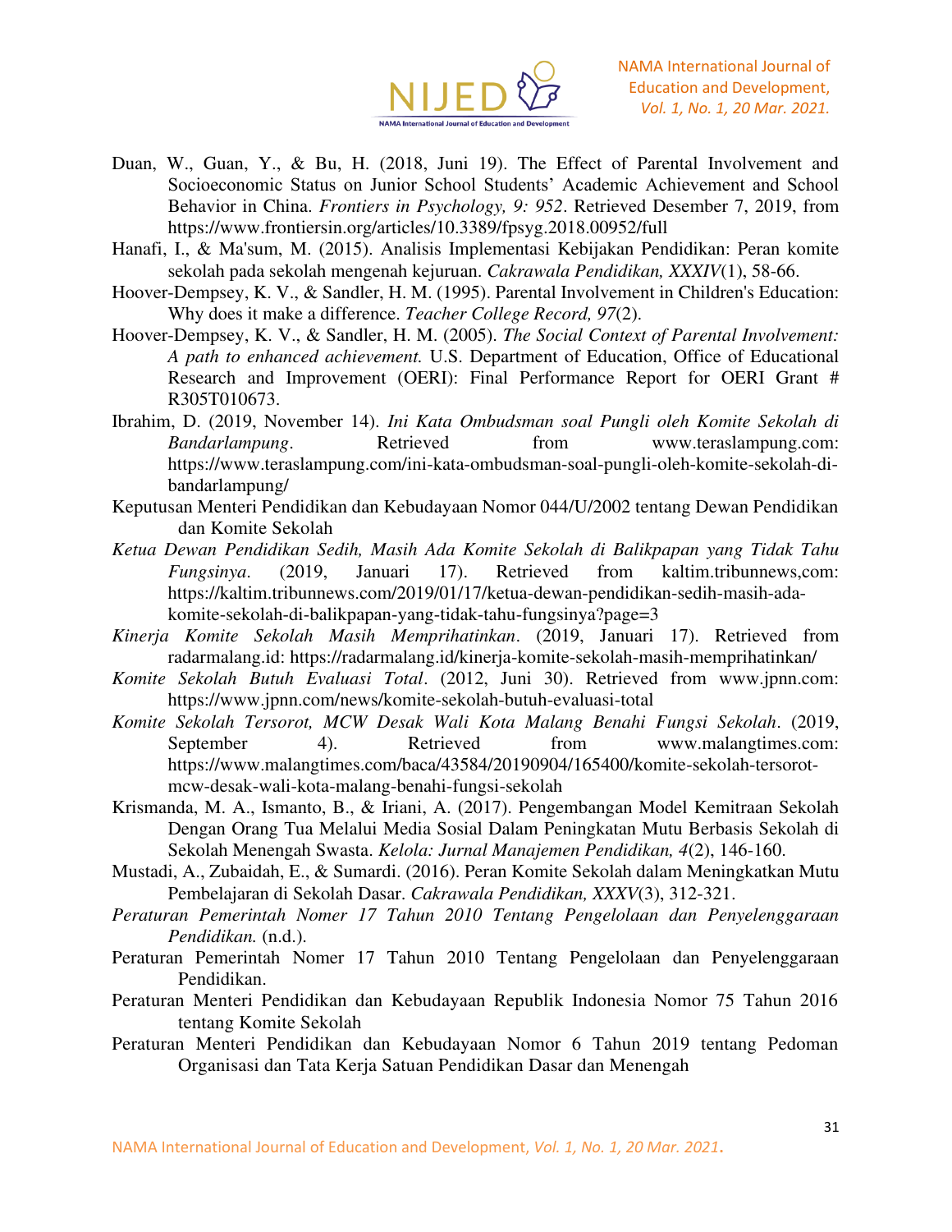Duan, W., Guan, Y., & Bu, H. (2018, Juni 19). The Effect of Parental Involvement and Socioeconomic Status on Junior School Students' Academic Achievement and School Behavior in China. *Frontiers in Psychology, 9: 952*. Retrieved Desember 7, 2019, from https://www.frontiersin.org/articles/10.3389/fpsyg.2018.00952/full

Hanafi, I., & Ma'sum, M. (2015). Analisis Implementasi Kebijakan Pendidikan: Peran komite sekolah pada sekolah mengenah kejuruan. *Cakrawala Pendidikan, XXXIV*(1), 58-66.

Hoover-Dempsey, K. V., & Sandler, H. M. (1995). Parental Involvement in Children's Education: Why does it make a difference. *Teacher College Record, 97*(2).

Hoover-Dempsey, K. V., & Sandler, H. M. (2005). *The Social Context of Parental Involvement: A path to enhanced achievement.* U.S. Department of Education, Office of Educational Research and Improvement (OERI): Final Performance Report for OERI Grant # R305T010673.

Ibrahim, D. (2019, November 14). *Ini Kata Ombudsman soal Pungli oleh Komite Sekolah di Bandarlampung*. Retrieved from www.teraslampung.com: https://www.teraslampung.com/ini-kata-ombudsman-soal-pungli-oleh-komite-sekolah-di-bandarlampung/

Keputusan Menteri Pendidikan dan Kebudayaan Nomor 044/U/2002 tentang Dewan Pendidikan dan Komite Sekolah

*Ketua Dewan Pendidikan Sedih, Masih Ada Komite Sekolah di Balikpapan yang Tidak Tahu Fungsinya*. (2019, Januari 17). Retrieved from kaltim.tribunnews,com: https://kaltim.tribunnews.com/2019/01/17/ketua-dewan-pendidikan-sedih-masih-ada-komite-sekolah-di-balikpapan-yang-tidak-tahu-fungsinya?page=3

*Kinerja Komite Sekolah Masih Memprihatinkan*. (2019, Januari 17). Retrieved from radarmalang.id: https://radarmalang.id/kinerja-komite-sekolah-masih-memprihatinkan/

*Komite Sekolah Butuh Evaluasi Total*. (2012, Juni 30). Retrieved from www.jpnn.com: https://www.jpnn.com/news/komite-sekolah-butuh-evaluasi-total

*Komite Sekolah Tersorot, MCW Desak Wali Kota Malang Benahi Fungsi Sekolah*. (2019, September 4). Retrieved from www.malangtimes.com: https://www.malangtimes.com/baca/43584/20190904/165400/komite-sekolah-tersorot-mcw-desak-wali-kota-malang-benahi-fungsi-sekolah

Krismanda, M. A., Ismanto, B., & Iriani, A. (2017). Pengembangan Model Kemitraan Sekolah Dengan Orang Tua Melalui Media Sosial Dalam Peningkatan Mutu Berbasis Sekolah di Sekolah Menengah Swasta. *Kelola: Jurnal Manajemen Pendidikan, 4*(2), 146-160.

Mustadi, A., Zubaidah, E., & Sumardi. (2016). Peran Komite Sekolah dalam Meningkatkan Mutu Pembelajaran di Sekolah Dasar. *Cakrawala Pendidikan, XXXV*(3), 312-321.

*Peraturan Pemerintah Nomer 17 Tahun 2010 Tentang Pengelolaan dan Penyelenggaraan Pendidikan.* (n.d.).

Peraturan Pemerintah Nomer 17 Tahun 2010 Tentang Pengelolaan dan Penyelenggaraan Pendidikan.

Peraturan Menteri Pendidikan dan Kebudayaan Republik Indonesia Nomor 75 Tahun 2016 tentang Komite Sekolah

Peraturan Menteri Pendidikan dan Kebudayaan Nomor 6 Tahun 2019 tentang Pedoman Organisasi dan Tata Kerja Satuan Pendidikan Dasar dan Menengah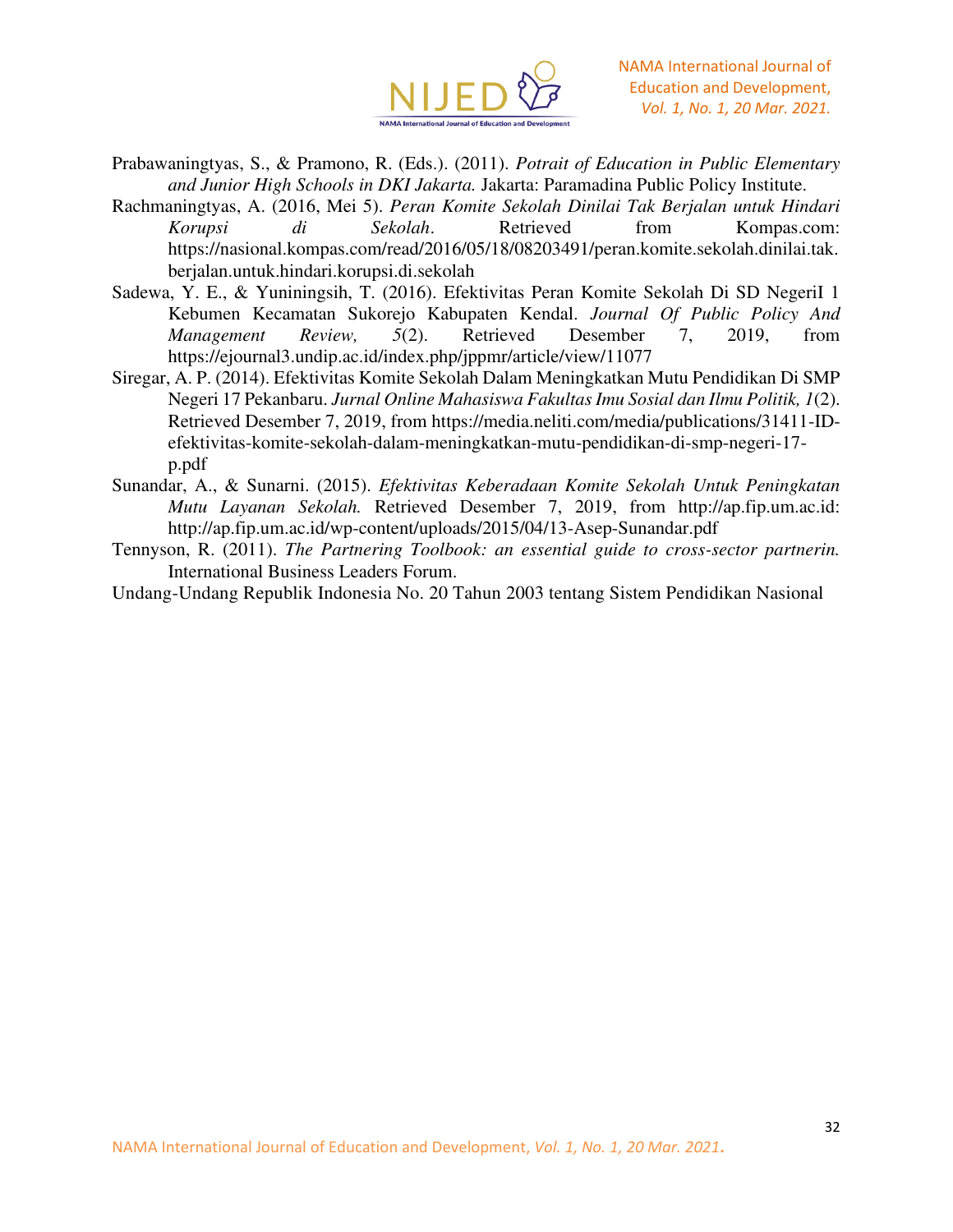Prabawaningtyas, S., & Pramono, R. (Eds.). (2011). *Potrait of Education in Public Elementary and Junior High Schools in DKI Jakarta.* Jakarta: Paramadina Public Policy Institute.

Rachmaningtyas, A. (2016, Mei 5). *Peran Komite Sekolah Dinilai Tak Berjalan untuk Hindari Korupsi di Sekolah*. Retrieved from Kompas.com: https://nasional.kompas.com/read/2016/05/18/08203491/peran.komite.sekolah.dinilai.tak.berjalan.untuk.hindari.korupsi.di.sekolah

Sadewa, Y. E., & Yuniningsih, T. (2016). Efektivitas Peran Komite Sekolah Di SD NegeriI 1 Kebumen Kecamatan Sukorejo Kabupaten Kendal. *Journal Of Public Policy And Management Review, 5*(2). Retrieved Desember 7, 2019, from https://ejournal3.undip.ac.id/index.php/jppmr/article/view/11077

Siregar, A. P. (2014). Efektivitas Komite Sekolah Dalam Meningkatkan Mutu Pendidikan Di SMP Negeri 17 Pekanbaru. *Jurnal Online Mahasiswa Fakultas Imu Sosial dan Ilmu Politik, 1*(2). Retrieved Desember 7, 2019, from https://media.neliti.com/media/publications/31411-ID-efektivitas-komite-sekolah-dalam-meningkatkan-mutu-pendidikan-di-smp-negeri-17-p.pdf

Sunandar, A., & Sunarni. (2015). *Efektivitas Keberadaan Komite Sekolah Untuk Peningkatan Mutu Layanan Sekolah.* Retrieved Desember 7, 2019, from http://ap.fip.um.ac.id: http://ap.fip.um.ac.id/wp-content/uploads/2015/04/13-Asep-Sunandar.pdf

Tennyson, R. (2011). *The Partnering Toolbook: an essential guide to cross-sector partnerin.* International Business Leaders Forum.

Undang-Undang Republik Indonesia No. 20 Tahun 2003 tentang Sistem Pendidikan Nasional